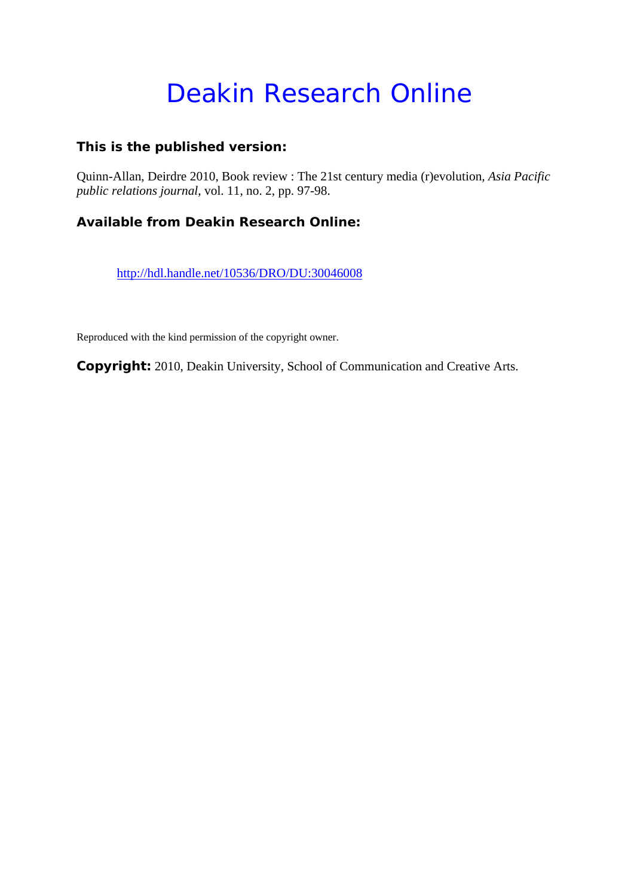# Deakin Research Online

### This is the published version:

Quinn-Allan, Deirdre 2010, Book review : The 21st century media (r)evolution, *Asia Pacific public relations journal*, vol. 11, no. 2, pp. 97-98.

### Available from Deakin Research Online:

http://hdl.handle.net/10536/DRO/DU:30046008

Reproduced with the kind permission of the copyright owner.

**Copyright:** 2010, Deakin University, School of Communication and Creative Arts.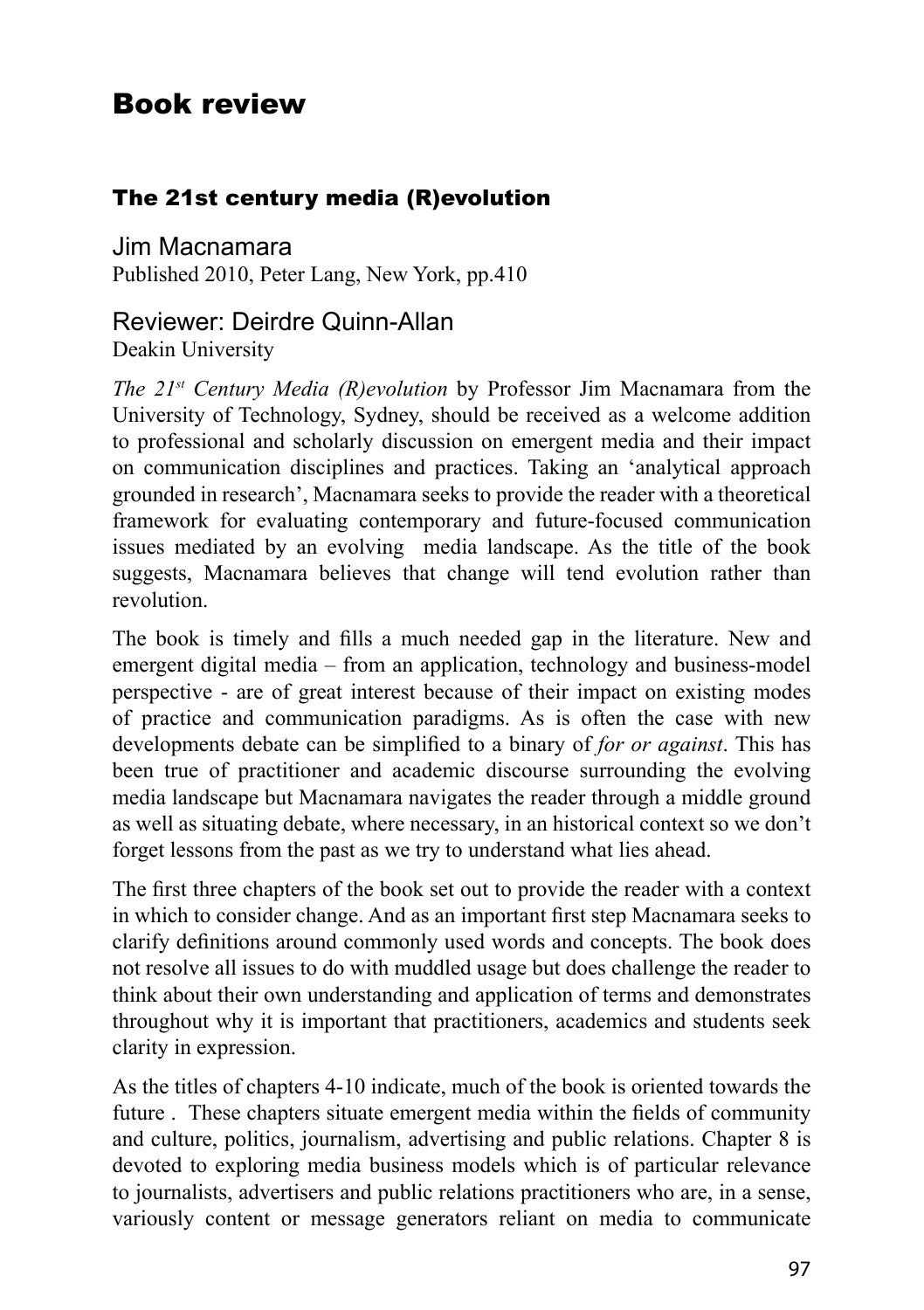# Book review

## The 21st century media (R)evolution

Jim Macnamara
Published 2010, Peter Lang, New York, pp.410

Reviewer: Deirdre Quinn-Allan
Deakin University

*The 21st Century Media (R)evolution* by Professor Jim Macnamara from the University of Technology, Sydney, should be received as a welcome addition to professional and scholarly discussion on emergent media and their impact on communication disciplines and practices. Taking an 'analytical approach grounded in research', Macnamara seeks to provide the reader with a theoretical framework for evaluating contemporary and future-focused communication issues mediated by an evolving media landscape. As the title of the book suggests, Macnamara believes that change will tend evolution rather than revolution.

The book is timely and fills a much needed gap in the literature. New and emergent digital media – from an application, technology and business-model perspective - are of great interest because of their impact on existing modes of practice and communication paradigms. As is often the case with new developments debate can be simplified to a binary of *for or against*. This has been true of practitioner and academic discourse surrounding the evolving media landscape but Macnamara navigates the reader through a middle ground as well as situating debate, where necessary, in an historical context so we don't forget lessons from the past as we try to understand what lies ahead.

The first three chapters of the book set out to provide the reader with a context in which to consider change. And as an important first step Macnamara seeks to clarify definitions around commonly used words and concepts. The book does not resolve all issues to do with muddled usage but does challenge the reader to think about their own understanding and application of terms and demonstrates throughout why it is important that practitioners, academics and students seek clarity in expression.

As the titles of chapters 4-10 indicate, much of the book is oriented towards the future . These chapters situate emergent media within the fields of community and culture, politics, journalism, advertising and public relations. Chapter 8 is devoted to exploring media business models which is of particular relevance to journalists, advertisers and public relations practitioners who are, in a sense, variously content or message generators reliant on media to communicate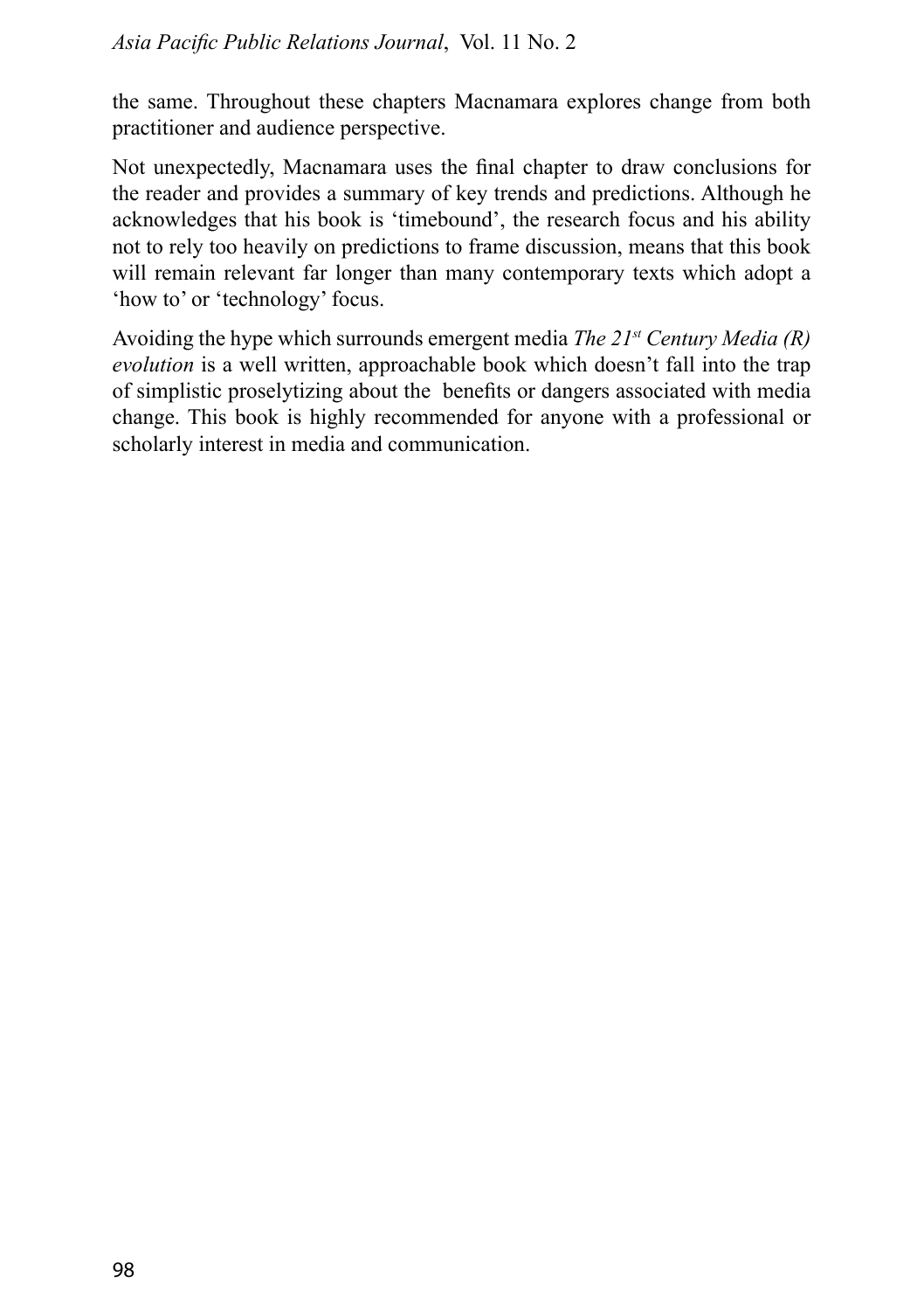the same. Throughout these chapters Macnamara explores change from both practitioner and audience perspective.

Not unexpectedly, Macnamara uses the final chapter to draw conclusions for the reader and provides a summary of key trends and predictions. Although he acknowledges that his book is 'timebound', the research focus and his ability not to rely too heavily on predictions to frame discussion, means that this book will remain relevant far longer than many contemporary texts which adopt a 'how to' or 'technology' focus.

Avoiding the hype which surrounds emergent media *The 21st Century Media (R) evolution* is a well written, approachable book which doesn't fall into the trap of simplistic proselytizing about the benefits or dangers associated with media change. This book is highly recommended for anyone with a professional or scholarly interest in media and communication.